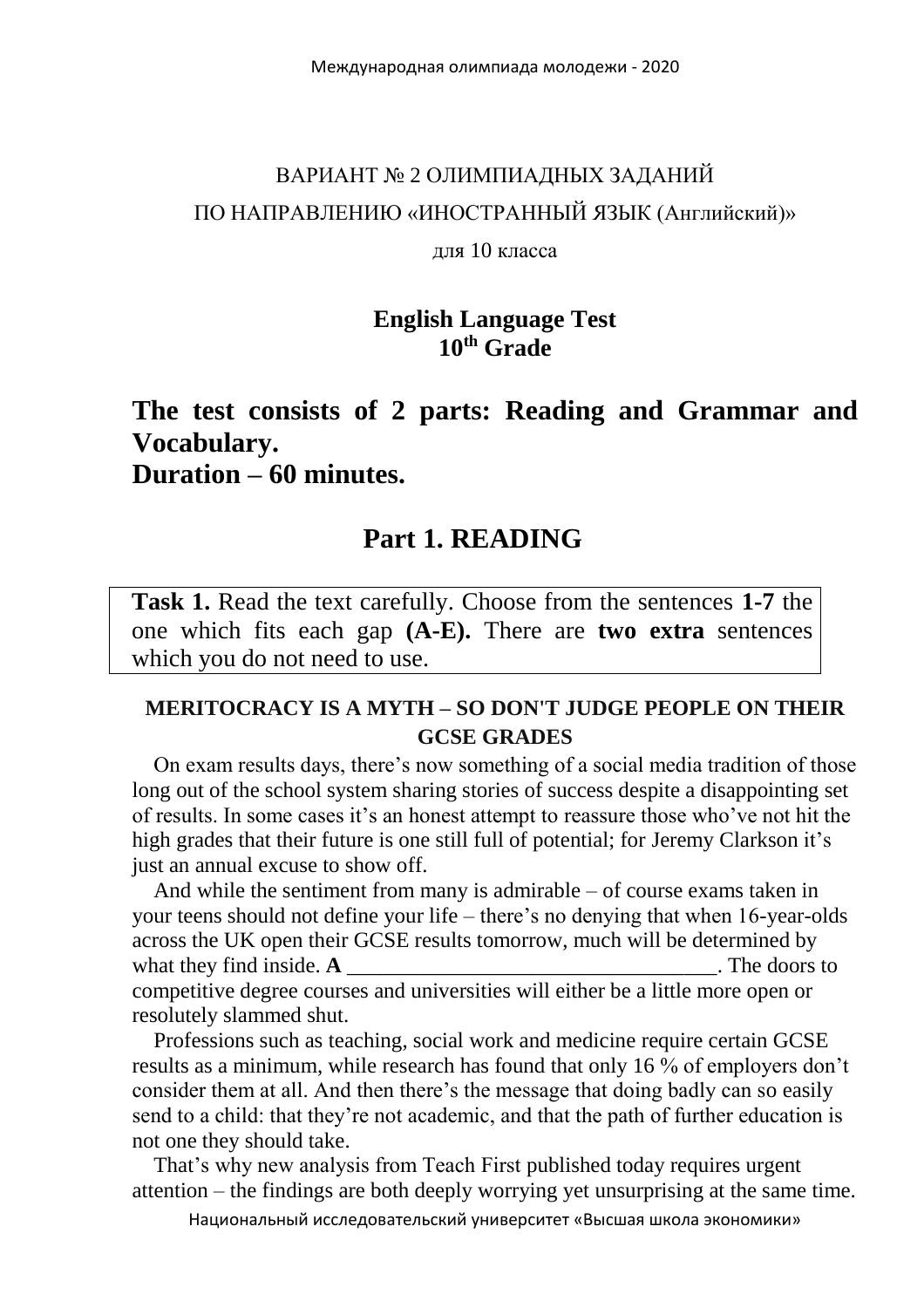ВАРИАНТ № 2 ОЛИМПИАДНЫХ ЗАДАНИЙ

ПО НАПРАВЛЕНИЮ «ИНОСТРАННЫЙ ЯЗЫК (Английский)»

для 10 класса

**English Language Test**
**10th Grade**

# The test consists of 2 parts: Reading and Grammar and Vocabulary.
# Duration – 60 minutes.

## Part 1. READING

**Task 1.** Read the text carefully. Choose from the sentences **1-7** the one which fits each gap **(A-E).** There are **two extra** sentences which you do not need to use.

### MERITOCRACY IS A MYTH – SO DON'T JUDGE PEOPLE ON THEIR GCSE GRADES

On exam results days, there's now something of a social media tradition of those long out of the school system sharing stories of success despite a disappointing set of results. In some cases it's an honest attempt to reassure those who've not hit the high grades that their future is one still full of potential; for Jeremy Clarkson it's just an annual excuse to show off.

And while the sentiment from many is admirable – of course exams taken in your teens should not define your life – there's no denying that when 16-year-olds across the UK open their GCSE results tomorrow, much will be determined by what they find inside. **A** \_\_\_\_\_\_\_\_\_\_\_\_\_\_\_\_\_\_\_\_\_\_\_\_\_\_\_\_\_\_\_\_\_\_. The doors to competitive degree courses and universities will either be a little more open or resolutely slammed shut.

Professions such as teaching, social work and medicine require certain GCSE results as a minimum, while research has found that only 16 % of employers don't consider them at all. And then there's the message that doing badly can so easily send to a child: that they're not academic, and that the path of further education is not one they should take.

That's why new analysis from Teach First published today requires urgent attention – the findings are both deeply worrying yet unsurprising at the same time.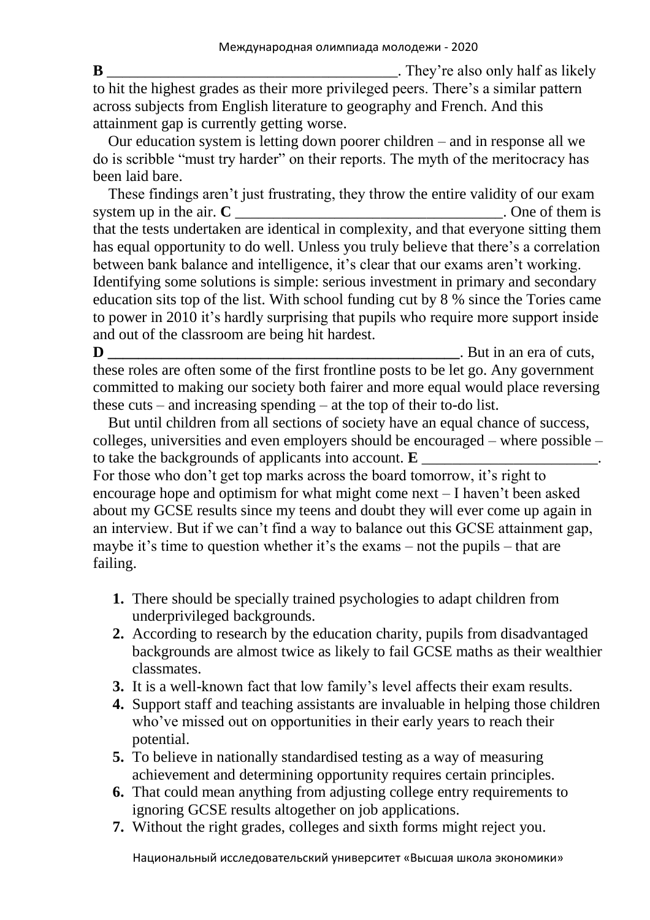**B** ______________________________________. They're also only half as likely to hit the highest grades as their more privileged peers. There's a similar pattern across subjects from English literature to geography and French. And this attainment gap is currently getting worse.

Our education system is letting down poorer children – and in response all we do is scribble "must try harder" on their reports. The myth of the meritocracy has been laid bare.

These findings aren't just frustrating, they throw the entire validity of our exam system up in the air. **C** ___________________________________. One of them is that the tests undertaken are identical in complexity, and that everyone sitting them has equal opportunity to do well. Unless you truly believe that there's a correlation between bank balance and intelligence, it's clear that our exams aren't working. Identifying some solutions is simple: serious investment in primary and secondary education sits top of the list. With school funding cut by 8 % since the Tories came to power in 2010 it's hardly surprising that pupils who require more support inside and out of the classroom are being hit hardest.

**D** ________________________________________________. But in an era of cuts, these roles are often some of the first frontline posts to be let go. Any government committed to making our society both fairer and more equal would place reversing these cuts – and increasing spending – at the top of their to-do list.

But until children from all sections of society have an equal chance of success, colleges, universities and even employers should be encouraged – where possible – to take the backgrounds of applicants into account. **E** _______________________. For those who don't get top marks across the board tomorrow, it's right to encourage hope and optimism for what might come next – I haven't been asked about my GCSE results since my teens and doubt they will ever come up again in an interview. But if we can't find a way to balance out this GCSE attainment gap, maybe it's time to question whether it's the exams – not the pupils – that are failing.

1. There should be specially trained psychologies to adapt children from underprivileged backgrounds.
2. According to research by the education charity, pupils from disadvantaged backgrounds are almost twice as likely to fail GCSE maths as their wealthier classmates.
3. It is a well-known fact that low family's level affects their exam results.
4. Support staff and teaching assistants are invaluable in helping those children who've missed out on opportunities in their early years to reach their potential.
5. To believe in nationally standardised testing as a way of measuring achievement and determining opportunity requires certain principles.
6. That could mean anything from adjusting college entry requirements to ignoring GCSE results altogether on job applications.
7. Without the right grades, colleges and sixth forms might reject you.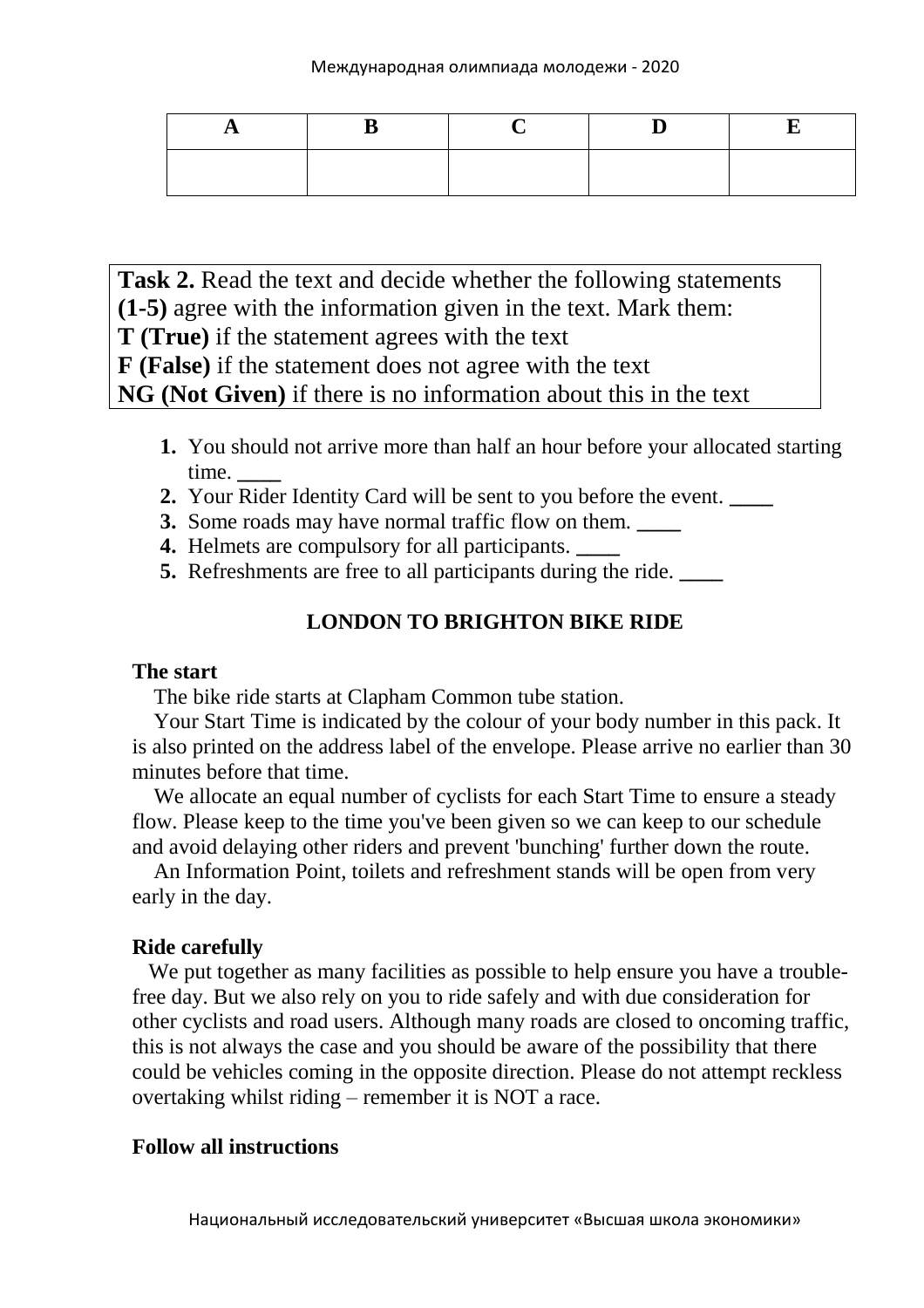| A | B | C | D | E |
|---|---|---|---|---|
| | | | | |

**Task 2.** Read the text and decide whether the following statements **(1-5)** agree with the information given in the text. Mark them:
**T (True)** if the statement agrees with the text
**F (False)** if the statement does not agree with the text
**NG (Not Given)** if there is no information about this in the text

1. You should not arrive more than half an hour before your allocated starting time. ____
2. Your Rider Identity Card will be sent to you before the event. ____
3. Some roads may have normal traffic flow on them. ____
4. Helmets are compulsory for all participants. ____
5. Refreshments are free to all participants during the ride. ____

## LONDON TO BRIGHTON BIKE RIDE

**The start**

The bike ride starts at Clapham Common tube station.

Your Start Time is indicated by the colour of your body number in this pack. It is also printed on the address label of the envelope. Please arrive no earlier than 30 minutes before that time.

We allocate an equal number of cyclists for each Start Time to ensure a steady flow. Please keep to the time you've been given so we can keep to our schedule and avoid delaying other riders and prevent 'bunching' further down the route.

An Information Point, toilets and refreshment stands will be open from very early in the day.

**Ride carefully**

We put together as many facilities as possible to help ensure you have a trouble-free day. But we also rely on you to ride safely and with due consideration for other cyclists and road users. Although many roads are closed to oncoming traffic, this is not always the case and you should be aware of the possibility that there could be vehicles coming in the opposite direction. Please do not attempt reckless overtaking whilst riding – remember it is NOT a race.

**Follow all instructions**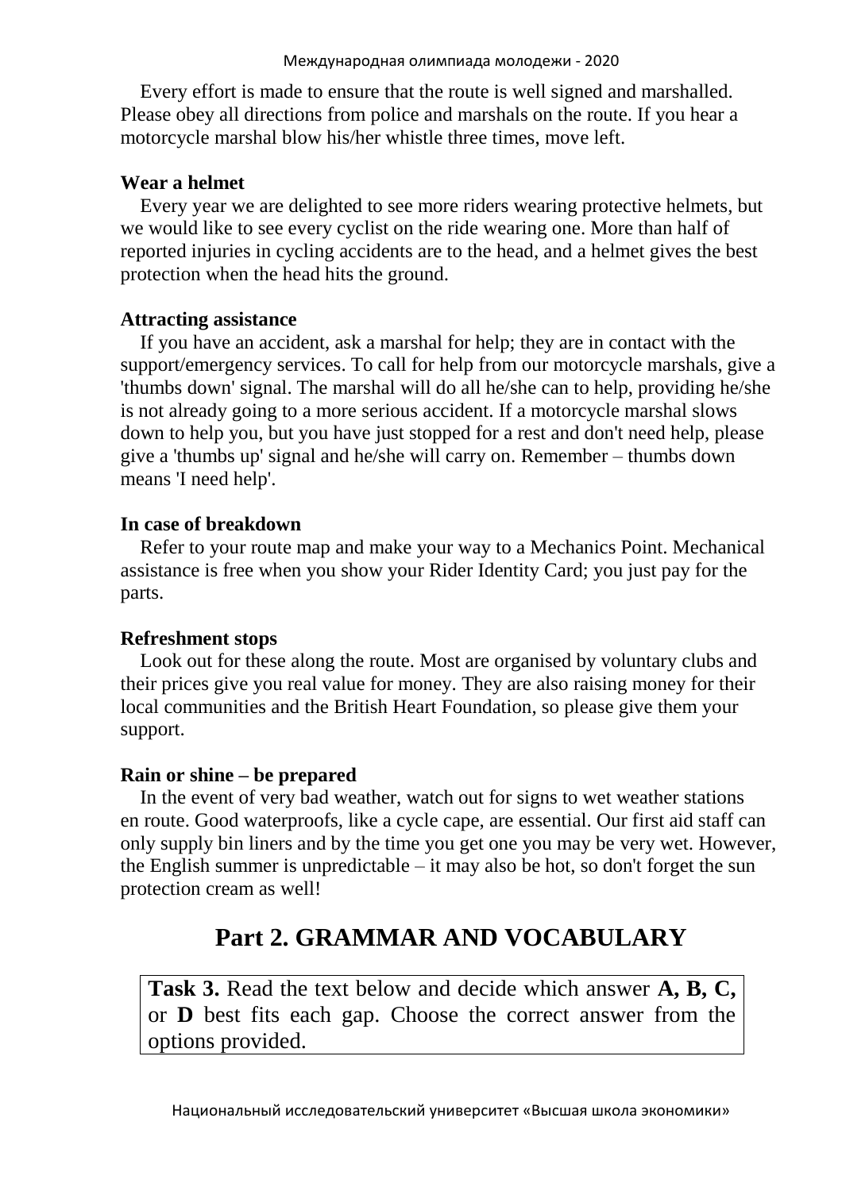Every effort is made to ensure that the route is well signed and marshalled. Please obey all directions from police and marshals on the route. If you hear a motorcycle marshal blow his/her whistle three times, move left.

**Wear a helmet**

Every year we are delighted to see more riders wearing protective helmets, but we would like to see every cyclist on the ride wearing one. More than half of reported injuries in cycling accidents are to the head, and a helmet gives the best protection when the head hits the ground.

**Attracting assistance**

If you have an accident, ask a marshal for help; they are in contact with the support/emergency services. To call for help from our motorcycle marshals, give a 'thumbs down' signal. The marshal will do all he/she can to help, providing he/she is not already going to a more serious accident. If a motorcycle marshal slows down to help you, but you have just stopped for a rest and don't need help, please give a 'thumbs up' signal and he/she will carry on. Remember – thumbs down means 'I need help'.

**In case of breakdown**

Refer to your route map and make your way to a Mechanics Point. Mechanical assistance is free when you show your Rider Identity Card; you just pay for the parts.

**Refreshment stops**

Look out for these along the route. Most are organised by voluntary clubs and their prices give you real value for money. They are also raising money for their local communities and the British Heart Foundation, so please give them your support.

**Rain or shine – be prepared**

In the event of very bad weather, watch out for signs to wet weather stations en route. Good waterproofs, like a cycle cape, are essential. Our first aid staff can only supply bin liners and by the time you get one you may be very wet. However, the English summer is unpredictable – it may also be hot, so don't forget the sun protection cream as well!

# Part 2. GRAMMAR AND VOCABULARY

**Task 3.** Read the text below and decide which answer **A, B, C,** or **D** best fits each gap. Choose the correct answer from the options provided.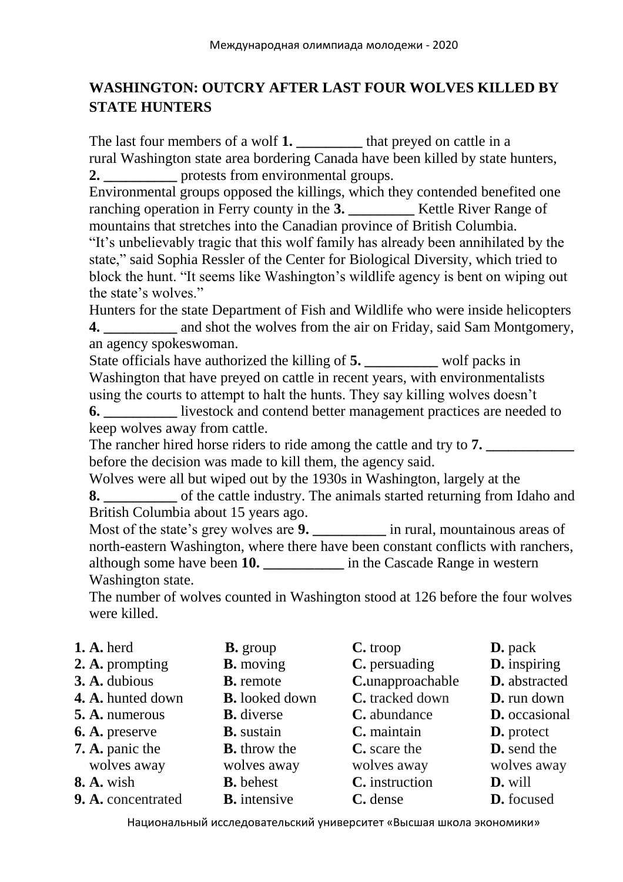## WASHINGTON: OUTCRY AFTER LAST FOUR WOLVES KILLED BY STATE HUNTERS

The last four members of a wolf **1. _________** that preyed on cattle in a rural Washington state area bordering Canada have been killed by state hunters, **2. __________** protests from environmental groups.

Environmental groups opposed the killings, which they contended benefited one ranching operation in Ferry county in the **3. _________** Kettle River Range of mountains that stretches into the Canadian province of British Columbia.

"It's unbelievably tragic that this wolf family has already been annihilated by the state," said Sophia Ressler of the Center for Biological Diversity, which tried to block the hunt. "It seems like Washington's wildlife agency is bent on wiping out the state's wolves."

Hunters for the state Department of Fish and Wildlife who were inside helicopters **4. __________** and shot the wolves from the air on Friday, said Sam Montgomery, an agency spokeswoman.

State officials have authorized the killing of **5. __________** wolf packs in Washington that have preyed on cattle in recent years, with environmentalists using the courts to attempt to halt the hunts. They say killing wolves doesn't **6. __________** livestock and contend better management practices are needed to keep wolves away from cattle.

The rancher hired horse riders to ride among the cattle and try to **7. ____________** before the decision was made to kill them, the agency said.

Wolves were all but wiped out by the 1930s in Washington, largely at the **8. __________** of the cattle industry. The animals started returning from Idaho and British Columbia about 15 years ago.

Most of the state's grey wolves are **9. __________** in rural, mountainous areas of north-eastern Washington, where there have been constant conflicts with ranchers, although some have been **10. ___________** in the Cascade Range in western Washington state.

The number of wolves counted in Washington stood at 126 before the four wolves were killed.

| | A | B | C | D |
|---|---|---|---|---|
| **1.** | **A.** herd | **B.** group | **C.** troop | **D.** pack |
| **2.** | **A.** prompting | **B.** moving | **C.** persuading | **D.** inspiring |
| **3.** | **A.** dubious | **B.** remote | **C.** unapproachable | **D.** abstracted |
| **4.** | **A.** hunted down | **B.** looked down | **C.** tracked down | **D.** run down |
| **5.** | **A.** numerous | **B.** diverse | **C.** abundance | **D.** occasional |
| **6.** | **A.** preserve | **B.** sustain | **C.** maintain | **D.** protect |
| **7.** | **A.** panic the wolves away | **B.** throw the wolves away | **C.** scare the wolves away | **D.** send the wolves away |
| **8.** | **A.** wish | **B.** behest | **C.** instruction | **D.** will |
| **9.** | **A.** concentrated | **B.** intensive | **C.** dense | **D.** focused |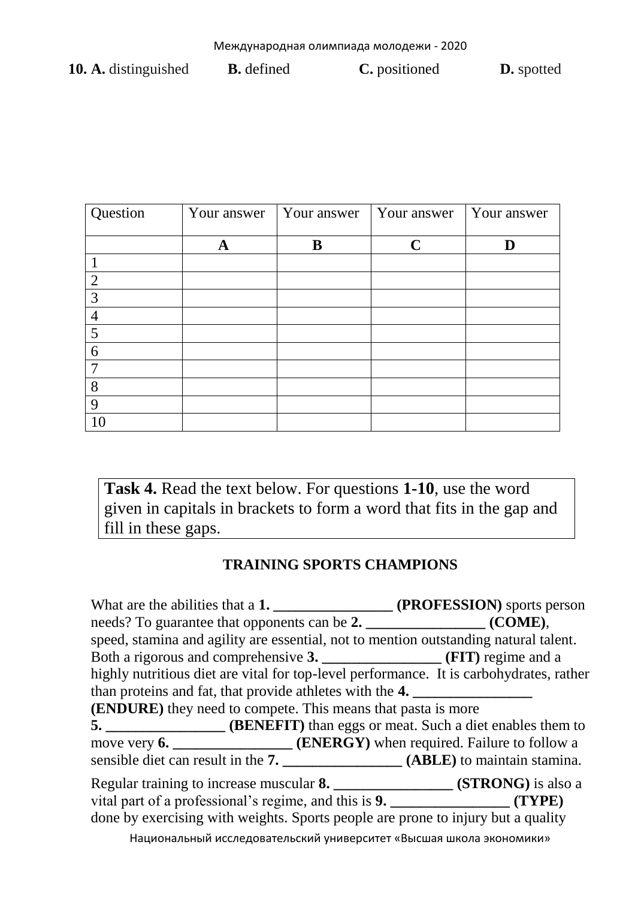**10. A.** distinguished **B.** defined **C.** positioned **D.** spotted

| Question | Your answer | Your answer | Your answer | Your answer |
|---|---|---|---|---|
| | **A** | **B** | **C** | **D** |
| 1 | | | | |
| 2 | | | | |
| 3 | | | | |
| 4 | | | | |
| 5 | | | | |
| 6 | | | | |
| 7 | | | | |
| 8 | | | | |
| 9 | | | | |
| 10 | | | | |

**Task 4.** Read the text below. For questions **1-10**, use the word given in capitals in brackets to form a word that fits in the gap and fill in these gaps.

**TRAINING SPORTS CHAMPIONS**

What are the abilities that a **1. ________________ (PROFESSION)** sports person needs? To guarantee that opponents can be **2. ________________ (COME)**, speed, stamina and agility are essential, not to mention outstanding natural talent. Both a rigorous and comprehensive **3. ________________ (FIT)** regime and a highly nutritious diet are vital for top-level performance. It is carbohydrates, rather than proteins and fat, that provide athletes with the **4. ________________ (ENDURE)** they need to compete. This means that pasta is more **5. ________________ (BENEFIT)** than eggs or meat. Such a diet enables them to move very **6. ________________ (ENERGY)** when required. Failure to follow a sensible diet can result in the **7. ________________ (ABLE)** to maintain stamina.

Regular training to increase muscular **8. ________________ (STRONG)** is also a vital part of a professional's regime, and this is **9. ________________ (TYPE)** done by exercising with weights. Sports people are prone to injury but a quality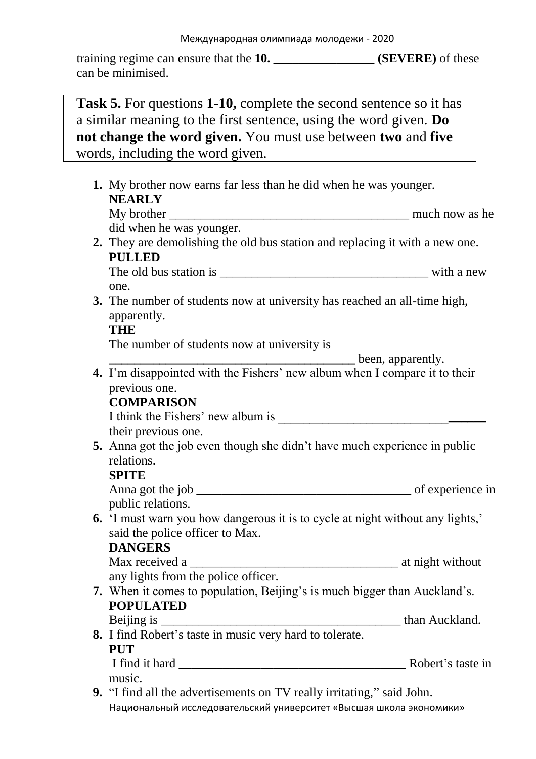training regime can ensure that the **10. _______________ (SEVERE)** of these can be minimised.

**Task 5.** For questions **1-10,** complete the second sentence so it has a similar meaning to the first sentence, using the word given. **Do not change the word given.** You must use between **two** and **five** words, including the word given.

1. My brother now earns far less than he did when he was younger.
   **NEARLY**
   My brother _____________________________________ much now as he did when he was younger.
2. They are demolishing the old bus station and replacing it with a new one.
   **PULLED**
   The old bus station is ________________________________ with a new one.
3. The number of students now at university has reached an all-time high, apparently.
   **THE**
   The number of students now at university is
   _____________________________________ been, apparently.
4. I'm disappointed with the Fishers' new album when I compare it to their previous one.
   **COMPARISON**
   I think the Fishers' new album is ________________________________ their previous one.
5. Anna got the job even though she didn't have much experience in public relations.
   **SPITE**
   Anna got the job _________________________________ of experience in public relations.
6. 'I must warn you how dangerous it is to cycle at night without any lights,' said the police officer to Max.
   **DANGERS**
   Max received a ________________________________ at night without any lights from the police officer.
7. When it comes to population, Beijing's is much bigger than Auckland's.
   **POPULATED**
   Beijing is _____________________________________ than Auckland.
8. I find Robert's taste in music very hard to tolerate.
   **PUT**
   I find it hard ___________________________________ Robert's taste in music.
9. "I find all the advertisements on TV really irritating," said John.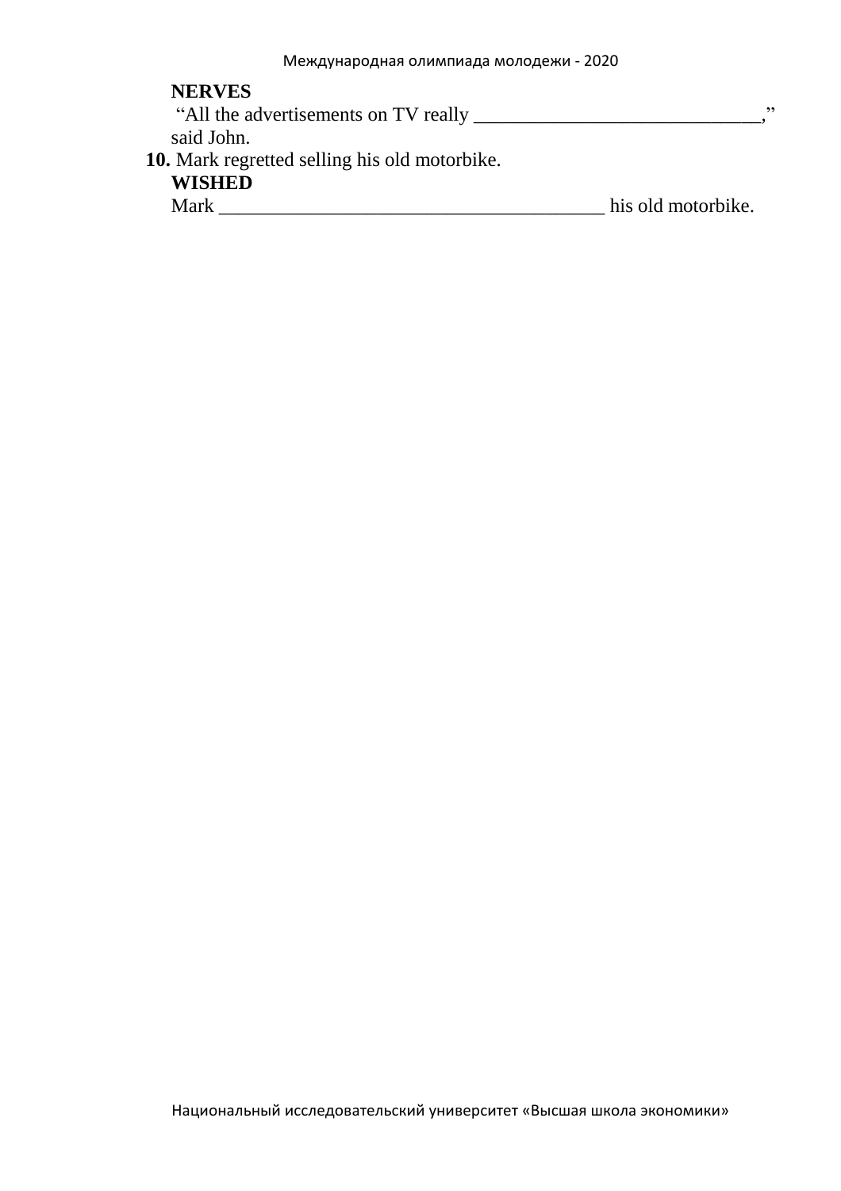**NERVES**

"All the advertisements on TV really ______________________________," said John.

**10.** Mark regretted selling his old motorbike.

**WISHED**

Mark ________________________________________ his old motorbike.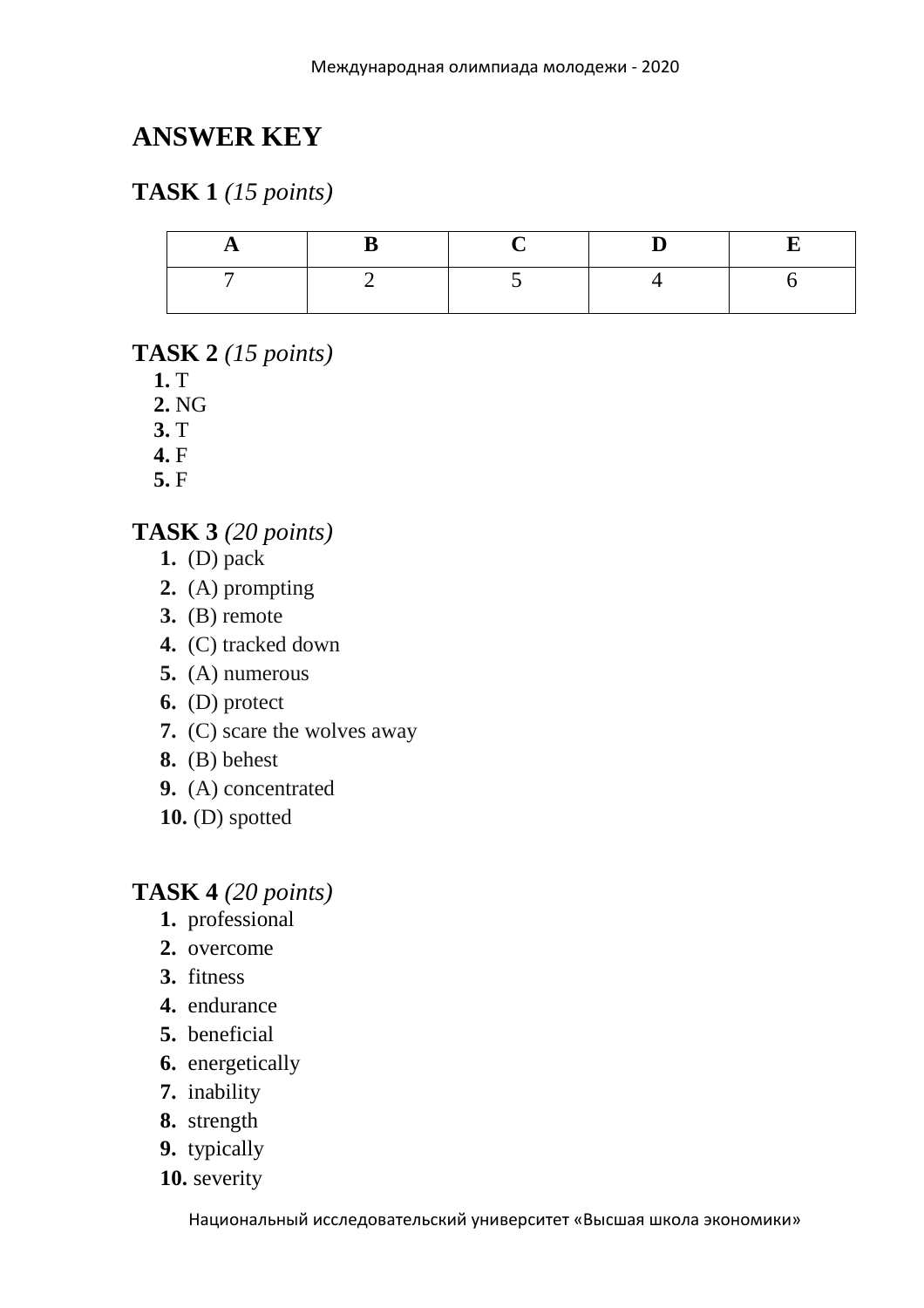# ANSWER KEY

## TASK 1 *(15 points)*

| A | B | C | D | E |
|---|---|---|---|---|
| 7 | 2 | 5 | 4 | 6 |

## TASK 2 *(15 points)*

**1.** T
**2.** NG
**3.** T
**4.** F
**5.** F

## TASK 3 *(20 points)*

1. (D) pack
2. (A) prompting
3. (B) remote
4. (C) tracked down
5. (A) numerous
6. (D) protect
7. (C) scare the wolves away
8. (B) behest
9. (A) concentrated
10. (D) spotted

## TASK 4 *(20 points)*

1. professional
2. overcome
3. fitness
4. endurance
5. beneficial
6. energetically
7. inability
8. strength
9. typically
10. severity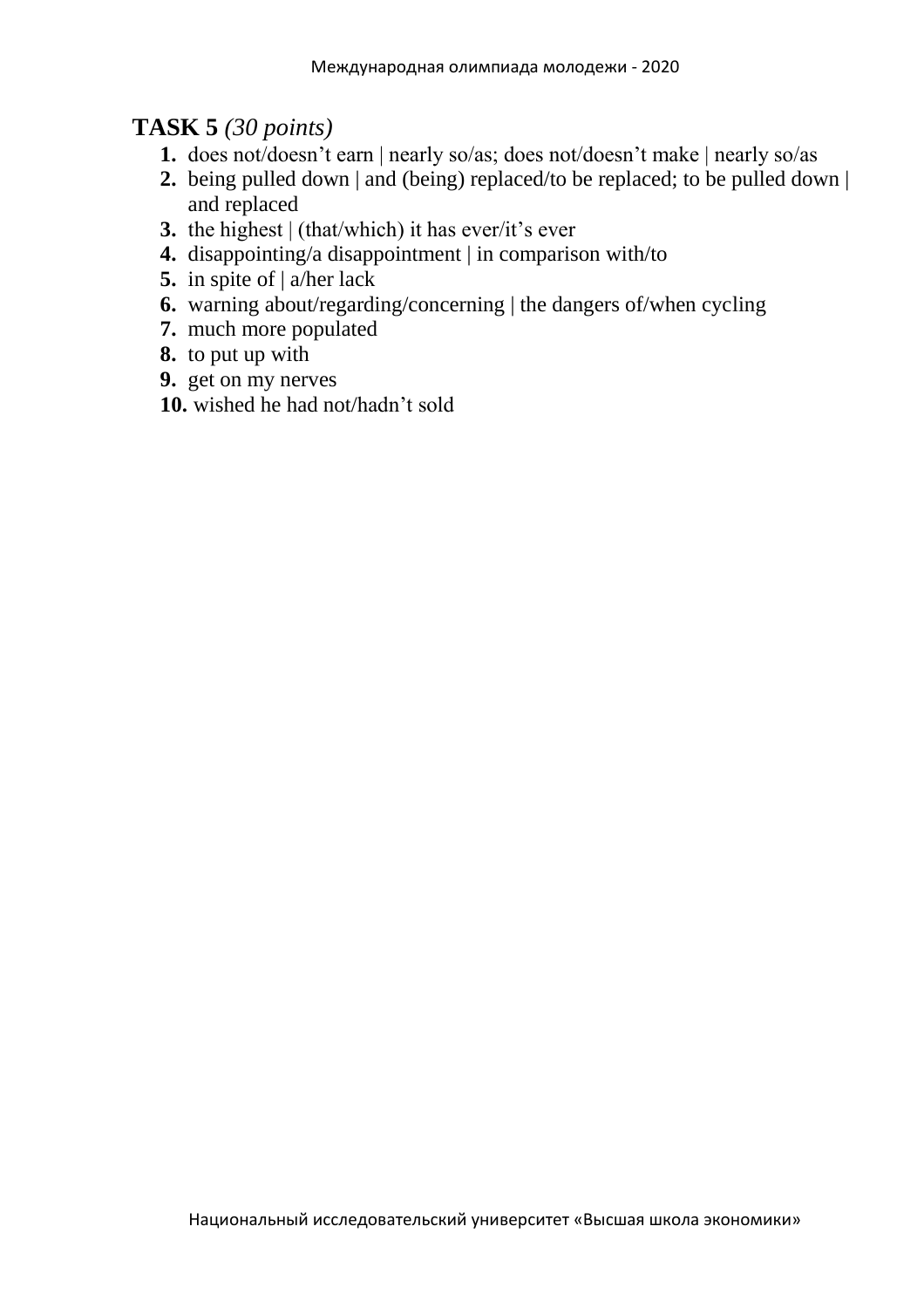**TASK 5** *(30 points)*

1. does not/doesn’t earn | nearly so/as; does not/doesn’t make | nearly so/as
2. being pulled down | and (being) replaced/to be replaced; to be pulled down | and replaced
3. the highest | (that/which) it has ever/it’s ever
4. disappointing/a disappointment | in comparison with/to
5. in spite of | a/her lack
6. warning about/regarding/concerning | the dangers of/when cycling
7. much more populated
8. to put up with
9. get on my nerves
10. wished he had not/hadn’t sold